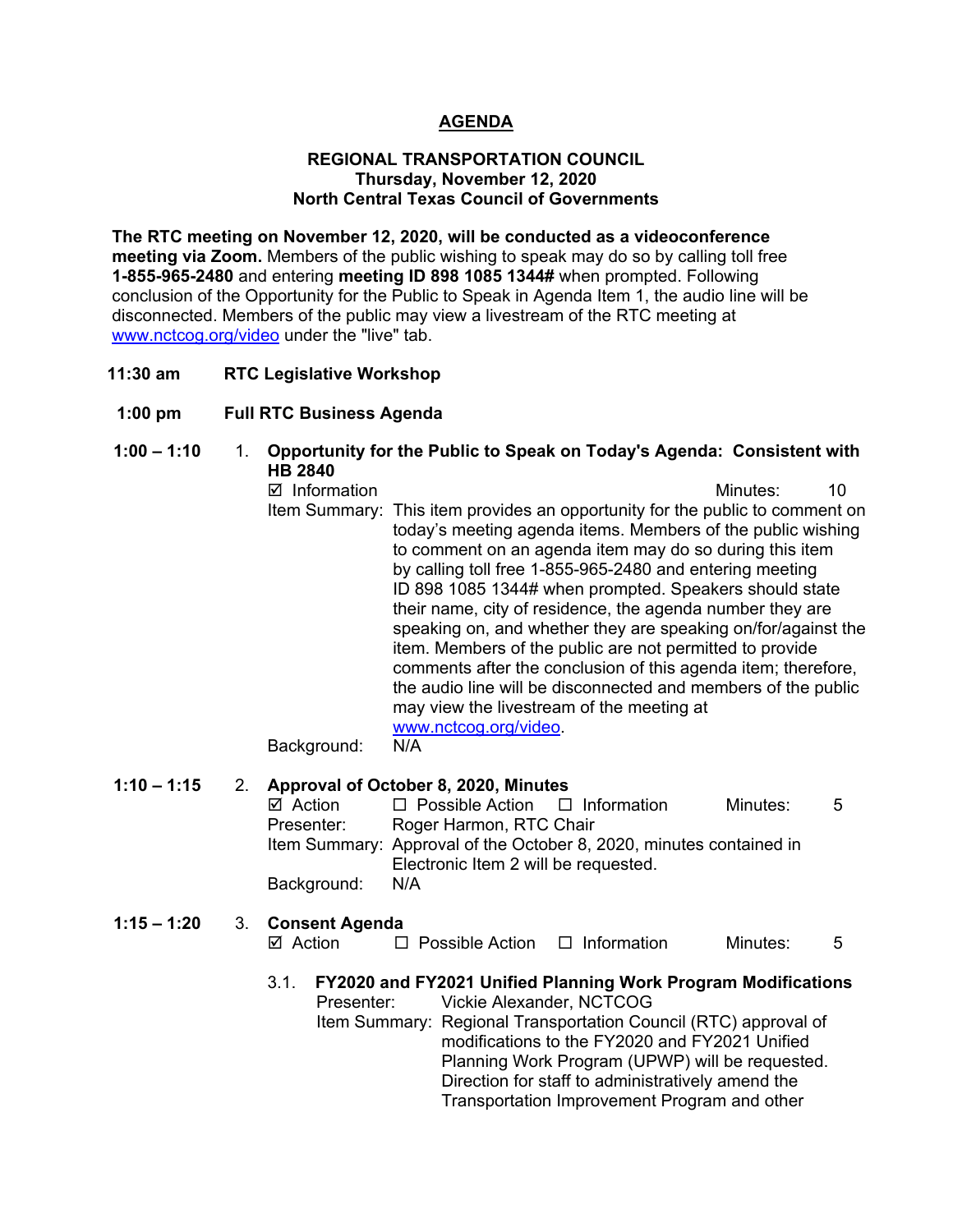# AGENDA

**REGIONAL TRANSPORTATION COUNCIL**
**Thursday, November 12, 2020**
**North Central Texas Council of Governments**

**The RTC meeting on November 12, 2020, will be conducted as a videoconference meeting via Zoom.** Members of the public wishing to speak may do so by calling toll free **1-855-965-2480** and entering **meeting ID 898 1085 1344#** when prompted. Following conclusion of the Opportunity for the Public to Speak in Agenda Item 1, the audio line will be disconnected. Members of the public may view a livestream of the RTC meeting at www.nctcog.org/video under the "live" tab.

**11:30 am** **RTC Legislative Workshop**

**1:00 pm** **Full RTC Business Agenda**

**1:00 – 1:10** 1. **Opportunity for the Public to Speak on Today's Agenda: Consistent with HB 2840**

☑ Information Minutes: 10

Item Summary: This item provides an opportunity for the public to comment on today's meeting agenda items. Members of the public wishing to comment on an agenda item may do so during this item by calling toll free 1-855-965-2480 and entering meeting ID 898 1085 1344# when prompted. Speakers should state their name, city of residence, the agenda number they are speaking on, and whether they are speaking on/for/against the item. Members of the public are not permitted to provide comments after the conclusion of this agenda item; therefore, the audio line will be disconnected and members of the public may view the livestream of the meeting at www.nctcog.org/video.

Background: N/A

**1:10 – 1:15** 2. **Approval of October 8, 2020, Minutes**

☑ Action ☐ Possible Action ☐ Information Minutes: 5

Presenter: Roger Harmon, RTC Chair

Item Summary: Approval of the October 8, 2020, minutes contained in Electronic Item 2 will be requested.

Background: N/A

**1:15 – 1:20** 3. **Consent Agenda**

☑ Action ☐ Possible Action ☐ Information Minutes: 5

3.1. **FY2020 and FY2021 Unified Planning Work Program Modifications**

Presenter: Vickie Alexander, NCTCOG

Item Summary: Regional Transportation Council (RTC) approval of modifications to the FY2020 and FY2021 Unified Planning Work Program (UPWP) will be requested. Direction for staff to administratively amend the Transportation Improvement Program and other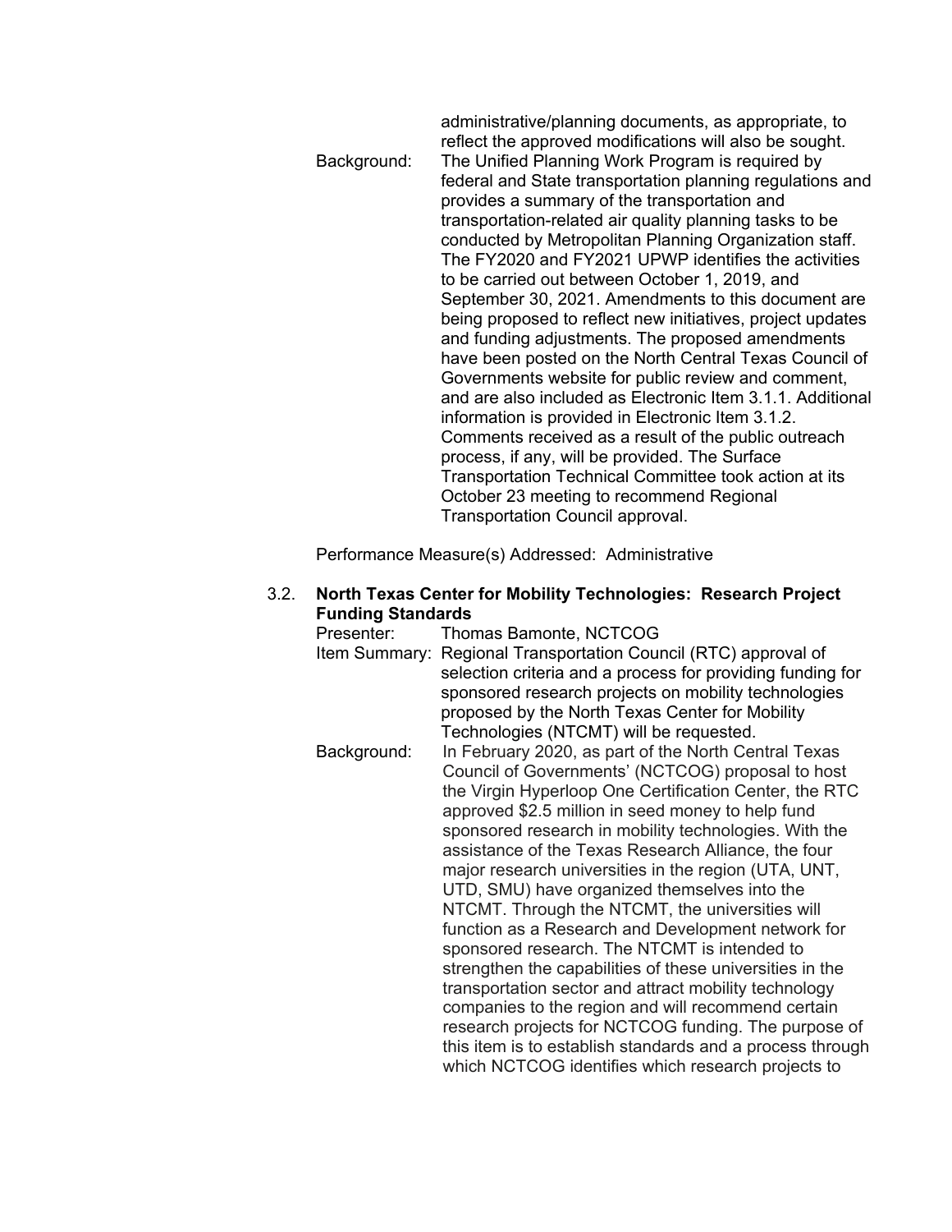administrative/planning documents, as appropriate, to reflect the approved modifications will also be sought.

Background: The Unified Planning Work Program is required by federal and State transportation planning regulations and provides a summary of the transportation and transportation-related air quality planning tasks to be conducted by Metropolitan Planning Organization staff. The FY2020 and FY2021 UPWP identifies the activities to be carried out between October 1, 2019, and September 30, 2021. Amendments to this document are being proposed to reflect new initiatives, project updates and funding adjustments. The proposed amendments have been posted on the North Central Texas Council of Governments website for public review and comment, and are also included as Electronic Item 3.1.1. Additional information is provided in Electronic Item 3.1.2. Comments received as a result of the public outreach process, if any, will be provided. The Surface Transportation Technical Committee took action at its October 23 meeting to recommend Regional Transportation Council approval.

Performance Measure(s) Addressed: Administrative

3.2. **North Texas Center for Mobility Technologies: Research Project Funding Standards**

Presenter: Thomas Bamonte, NCTCOG

Item Summary: Regional Transportation Council (RTC) approval of selection criteria and a process for providing funding for sponsored research projects on mobility technologies proposed by the North Texas Center for Mobility Technologies (NTCMT) will be requested.

Background: In February 2020, as part of the North Central Texas Council of Governments' (NCTCOG) proposal to host the Virgin Hyperloop One Certification Center, the RTC approved $2.5 million in seed money to help fund sponsored research in mobility technologies. With the assistance of the Texas Research Alliance, the four major research universities in the region (UTA, UNT, UTD, SMU) have organized themselves into the NTCMT. Through the NTCMT, the universities will function as a Research and Development network for sponsored research. The NTCMT is intended to strengthen the capabilities of these universities in the transportation sector and attract mobility technology companies to the region and will recommend certain research projects for NCTCOG funding. The purpose of this item is to establish standards and a process through which NCTCOG identifies which research projects to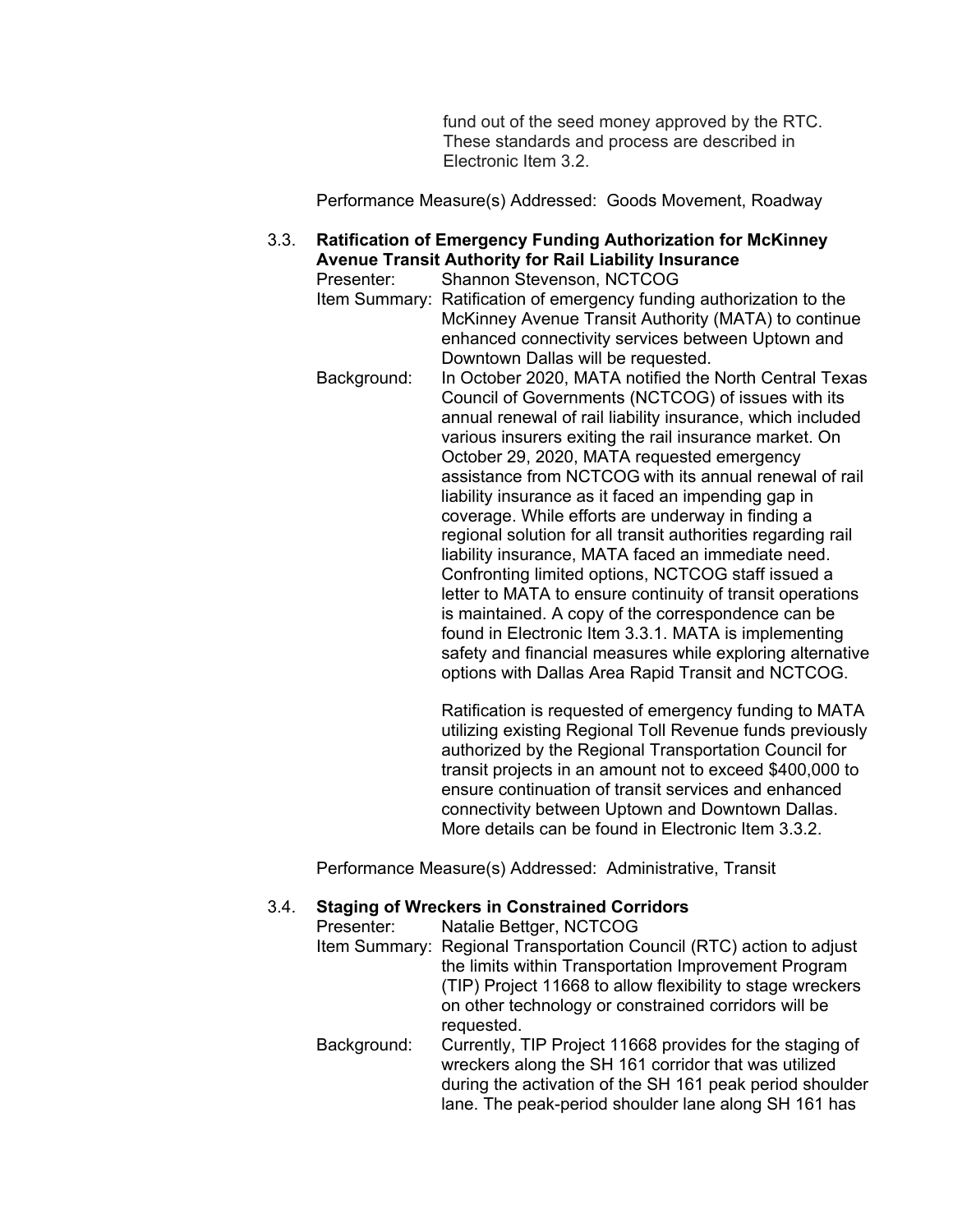fund out of the seed money approved by the RTC. These standards and process are described in Electronic Item 3.2.

Performance Measure(s) Addressed: Goods Movement, Roadway

3.3. **Ratification of Emergency Funding Authorization for McKinney Avenue Transit Authority for Rail Liability Insurance**

Presenter: Shannon Stevenson, NCTCOG

Item Summary: Ratification of emergency funding authorization to the McKinney Avenue Transit Authority (MATA) to continue enhanced connectivity services between Uptown and Downtown Dallas will be requested.

Background: In October 2020, MATA notified the North Central Texas Council of Governments (NCTCOG) of issues with its annual renewal of rail liability insurance, which included various insurers exiting the rail insurance market. On October 29, 2020, MATA requested emergency assistance from NCTCOG with its annual renewal of rail liability insurance as it faced an impending gap in coverage. While efforts are underway in finding a regional solution for all transit authorities regarding rail liability insurance, MATA faced an immediate need. Confronting limited options, NCTCOG staff issued a letter to MATA to ensure continuity of transit operations is maintained. A copy of the correspondence can be found in Electronic Item 3.3.1. MATA is implementing safety and financial measures while exploring alternative options with Dallas Area Rapid Transit and NCTCOG.

Ratification is requested of emergency funding to MATA utilizing existing Regional Toll Revenue funds previously authorized by the Regional Transportation Council for transit projects in an amount not to exceed $400,000 to ensure continuation of transit services and enhanced connectivity between Uptown and Downtown Dallas. More details can be found in Electronic Item 3.3.2.

Performance Measure(s) Addressed: Administrative, Transit

3.4. **Staging of Wreckers in Constrained Corridors**

Presenter: Natalie Bettger, NCTCOG

Item Summary: Regional Transportation Council (RTC) action to adjust the limits within Transportation Improvement Program (TIP) Project 11668 to allow flexibility to stage wreckers on other technology or constrained corridors will be requested.

Background: Currently, TIP Project 11668 provides for the staging of wreckers along the SH 161 corridor that was utilized during the activation of the SH 161 peak period shoulder lane. The peak-period shoulder lane along SH 161 has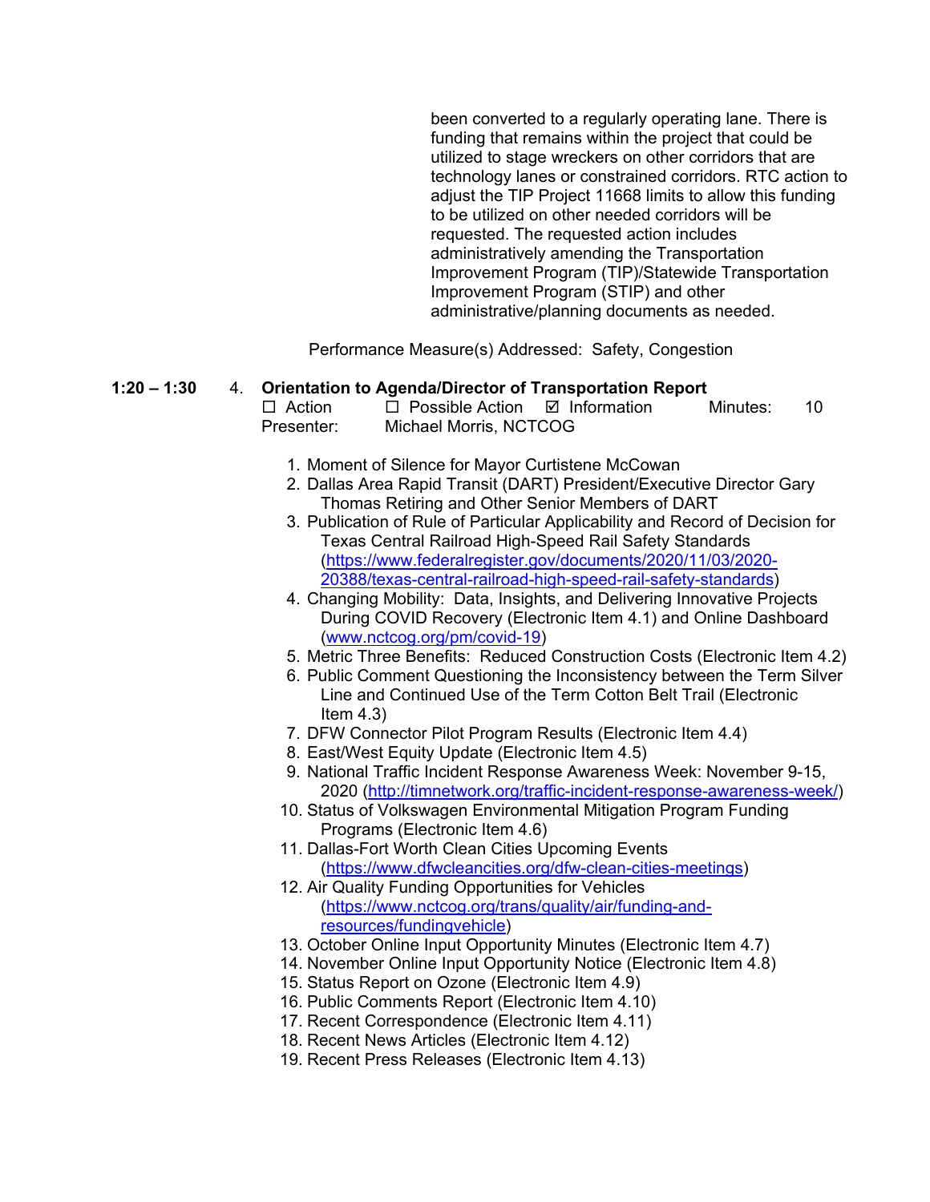been converted to a regularly operating lane. There is funding that remains within the project that could be utilized to stage wreckers on other corridors that are technology lanes or constrained corridors. RTC action to adjust the TIP Project 11668 limits to allow this funding to be utilized on other needed corridors will be requested. The requested action includes administratively amending the Transportation Improvement Program (TIP)/Statewide Transportation Improvement Program (STIP) and other administrative/planning documents as needed.

Performance Measure(s) Addressed: Safety, Congestion

**1:20 – 1:30** 4. **Orientation to Agenda/Director of Transportation Report**

☐ Action ☐ Possible Action ☑ Information Minutes: 10

Presenter: Michael Morris, NCTCOG

1. Moment of Silence for Mayor Curtistene McCowan
2. Dallas Area Rapid Transit (DART) President/Executive Director Gary Thomas Retiring and Other Senior Members of DART
3. Publication of Rule of Particular Applicability and Record of Decision for Texas Central Railroad High-Speed Rail Safety Standards (https://www.federalregister.gov/documents/2020/11/03/2020-20388/texas-central-railroad-high-speed-rail-safety-standards)
4. Changing Mobility: Data, Insights, and Delivering Innovative Projects During COVID Recovery (Electronic Item 4.1) and Online Dashboard (www.nctcog.org/pm/covid-19)
5. Metric Three Benefits: Reduced Construction Costs (Electronic Item 4.2)
6. Public Comment Questioning the Inconsistency between the Term Silver Line and Continued Use of the Term Cotton Belt Trail (Electronic Item 4.3)
7. DFW Connector Pilot Program Results (Electronic Item 4.4)
8. East/West Equity Update (Electronic Item 4.5)
9. National Traffic Incident Response Awareness Week: November 9-15, 2020 (http://timnetwork.org/traffic-incident-response-awareness-week/)
10. Status of Volkswagen Environmental Mitigation Program Funding Programs (Electronic Item 4.6)
11. Dallas-Fort Worth Clean Cities Upcoming Events (https://www.dfwcleancities.org/dfw-clean-cities-meetings)
12. Air Quality Funding Opportunities for Vehicles (https://www.nctcog.org/trans/quality/air/funding-and-resources/fundingvehicle)
13. October Online Input Opportunity Minutes (Electronic Item 4.7)
14. November Online Input Opportunity Notice (Electronic Item 4.8)
15. Status Report on Ozone (Electronic Item 4.9)
16. Public Comments Report (Electronic Item 4.10)
17. Recent Correspondence (Electronic Item 4.11)
18. Recent News Articles (Electronic Item 4.12)
19. Recent Press Releases (Electronic Item 4.13)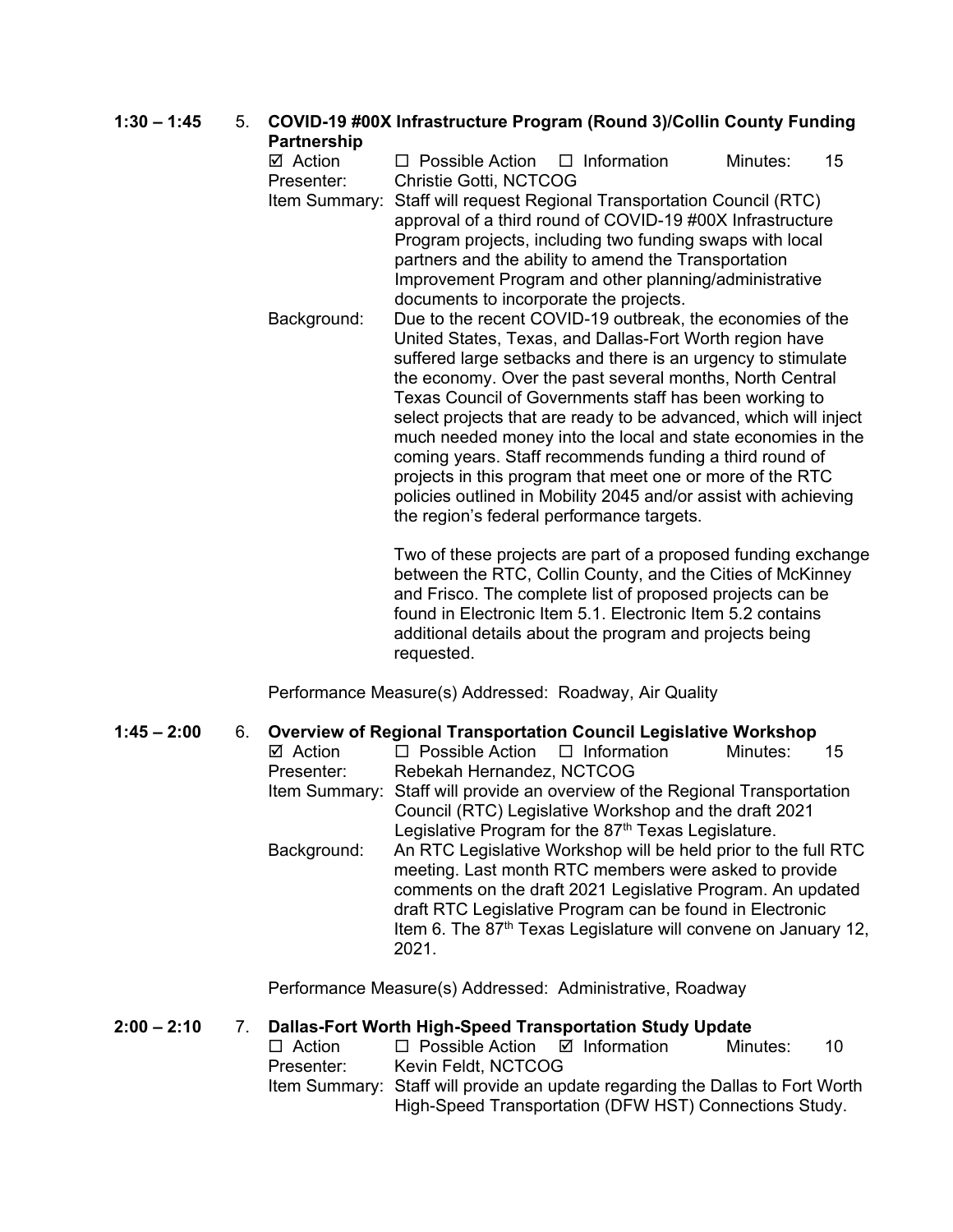**1:30 – 1:45** 5. **COVID-19 #00X Infrastructure Program (Round 3)/Collin County Funding Partnership**

☑ Action ☐ Possible Action ☐ Information Minutes: 15

Presenter: Christie Gotti, NCTCOG

Item Summary: Staff will request Regional Transportation Council (RTC) approval of a third round of COVID-19 #00X Infrastructure Program projects, including two funding swaps with local partners and the ability to amend the Transportation Improvement Program and other planning/administrative documents to incorporate the projects.

Background: Due to the recent COVID-19 outbreak, the economies of the United States, Texas, and Dallas-Fort Worth region have suffered large setbacks and there is an urgency to stimulate the economy. Over the past several months, North Central Texas Council of Governments staff has been working to select projects that are ready to be advanced, which will inject much needed money into the local and state economies in the coming years. Staff recommends funding a third round of projects in this program that meet one or more of the RTC policies outlined in Mobility 2045 and/or assist with achieving the region's federal performance targets.

Two of these projects are part of a proposed funding exchange between the RTC, Collin County, and the Cities of McKinney and Frisco. The complete list of proposed projects can be found in Electronic Item 5.1. Electronic Item 5.2 contains additional details about the program and projects being requested.

Performance Measure(s) Addressed: Roadway, Air Quality

**1:45 – 2:00** 6. **Overview of Regional Transportation Council Legislative Workshop**

☑ Action ☐ Possible Action ☐ Information Minutes: 15

Presenter: Rebekah Hernandez, NCTCOG

Item Summary: Staff will provide an overview of the Regional Transportation Council (RTC) Legislative Workshop and the draft 2021 Legislative Program for the 87th Texas Legislature.

Background: An RTC Legislative Workshop will be held prior to the full RTC meeting. Last month RTC members were asked to provide comments on the draft 2021 Legislative Program. An updated draft RTC Legislative Program can be found in Electronic Item 6. The 87th Texas Legislature will convene on January 12, 2021.

Performance Measure(s) Addressed: Administrative, Roadway

**2:00 – 2:10** 7. **Dallas-Fort Worth High-Speed Transportation Study Update**

☐ Action ☐ Possible Action ☑ Information Minutes: 10

Presenter: Kevin Feldt, NCTCOG

Item Summary: Staff will provide an update regarding the Dallas to Fort Worth High-Speed Transportation (DFW HST) Connections Study.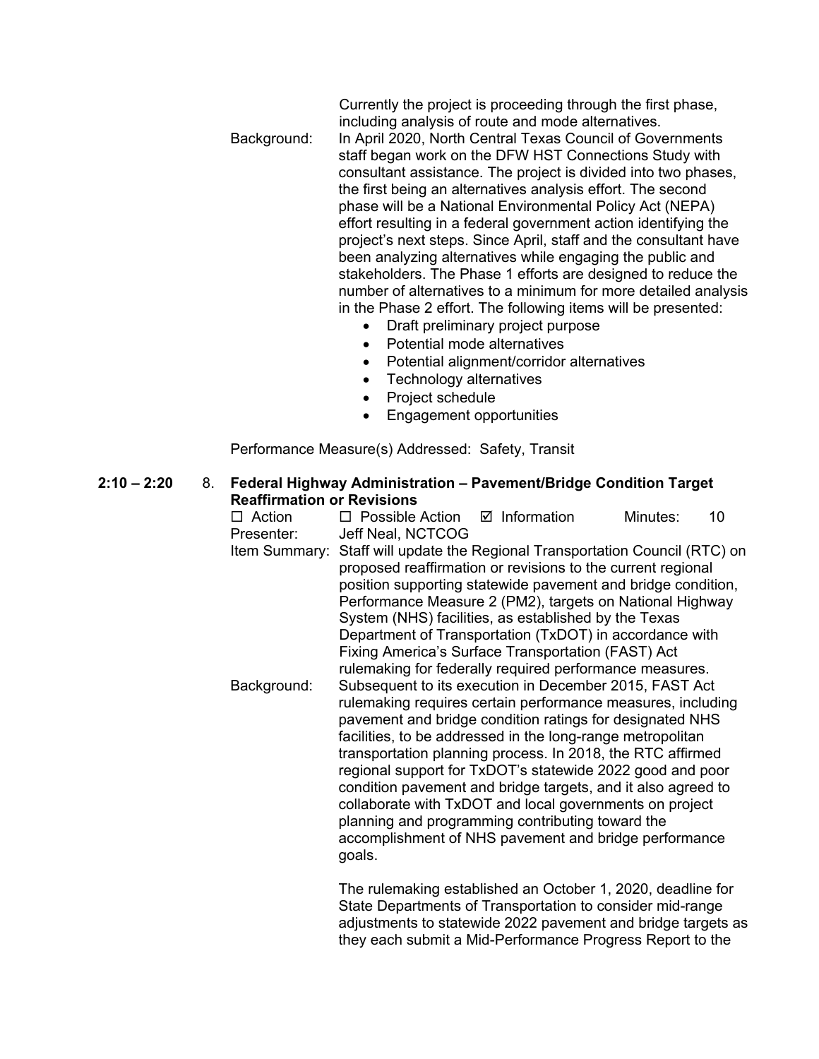Currently the project is proceeding through the first phase, including analysis of route and mode alternatives.

Background: In April 2020, North Central Texas Council of Governments staff began work on the DFW HST Connections Study with consultant assistance. The project is divided into two phases, the first being an alternatives analysis effort. The second phase will be a National Environmental Policy Act (NEPA) effort resulting in a federal government action identifying the project's next steps. Since April, staff and the consultant have been analyzing alternatives while engaging the public and stakeholders. The Phase 1 efforts are designed to reduce the number of alternatives to a minimum for more detailed analysis in the Phase 2 effort. The following items will be presented:

- Draft preliminary project purpose
- Potential mode alternatives
- Potential alignment/corridor alternatives
- Technology alternatives
- Project schedule
- Engagement opportunities

Performance Measure(s) Addressed: Safety, Transit

**2:10 – 2:20** 8. **Federal Highway Administration – Pavement/Bridge Condition Target Reaffirmation or Revisions**

☐ Action ☐ Possible Action ☑ Information Minutes: 10

Presenter: Jeff Neal, NCTCOG

Item Summary: Staff will update the Regional Transportation Council (RTC) on proposed reaffirmation or revisions to the current regional position supporting statewide pavement and bridge condition, Performance Measure 2 (PM2), targets on National Highway System (NHS) facilities, as established by the Texas Department of Transportation (TxDOT) in accordance with Fixing America's Surface Transportation (FAST) Act rulemaking for federally required performance measures.

Background: Subsequent to its execution in December 2015, FAST Act rulemaking requires certain performance measures, including pavement and bridge condition ratings for designated NHS facilities, to be addressed in the long-range metropolitan transportation planning process. In 2018, the RTC affirmed regional support for TxDOT's statewide 2022 good and poor condition pavement and bridge targets, and it also agreed to collaborate with TxDOT and local governments on project planning and programming contributing toward the accomplishment of NHS pavement and bridge performance goals.

The rulemaking established an October 1, 2020, deadline for State Departments of Transportation to consider mid-range adjustments to statewide 2022 pavement and bridge targets as they each submit a Mid-Performance Progress Report to the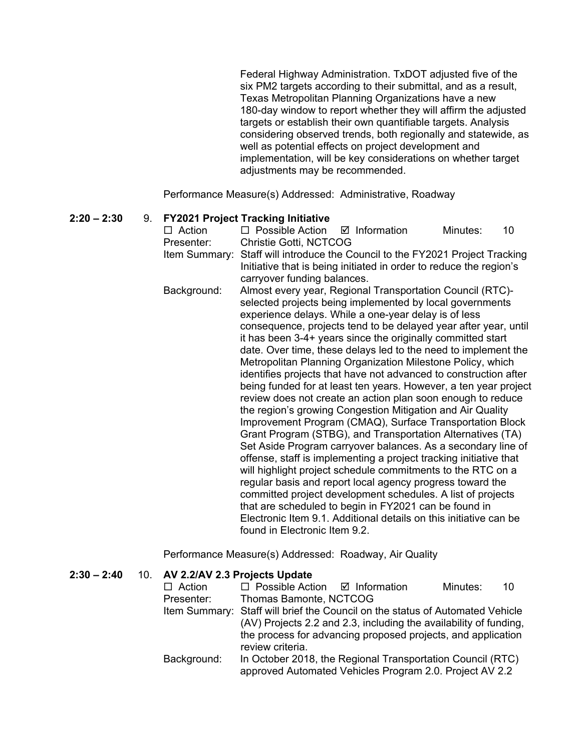Federal Highway Administration. TxDOT adjusted five of the six PM2 targets according to their submittal, and as a result, Texas Metropolitan Planning Organizations have a new 180-day window to report whether they will affirm the adjusted targets or establish their own quantifiable targets. Analysis considering observed trends, both regionally and statewide, as well as potential effects on project development and implementation, will be key considerations on whether target adjustments may be recommended.

Performance Measure(s) Addressed: Administrative, Roadway

**2:20 – 2:30** 9. **FY2021 Project Tracking Initiative**

☐ Action ☐ Possible Action ☑ Information Minutes: 10

Presenter: Christie Gotti, NCTCOG

Item Summary: Staff will introduce the Council to the FY2021 Project Tracking Initiative that is being initiated in order to reduce the region's carryover funding balances.

Background: Almost every year, Regional Transportation Council (RTC)-selected projects being implemented by local governments experience delays. While a one-year delay is of less consequence, projects tend to be delayed year after year, until it has been 3-4+ years since the originally committed start date. Over time, these delays led to the need to implement the Metropolitan Planning Organization Milestone Policy, which identifies projects that have not advanced to construction after being funded for at least ten years. However, a ten year project review does not create an action plan soon enough to reduce the region's growing Congestion Mitigation and Air Quality Improvement Program (CMAQ), Surface Transportation Block Grant Program (STBG), and Transportation Alternatives (TA) Set Aside Program carryover balances. As a secondary line of offense, staff is implementing a project tracking initiative that will highlight project schedule commitments to the RTC on a regular basis and report local agency progress toward the committed project development schedules. A list of projects that are scheduled to begin in FY2021 can be found in Electronic Item 9.1. Additional details on this initiative can be found in Electronic Item 9.2.

Performance Measure(s) Addressed: Roadway, Air Quality

**2:30 – 2:40** 10. **AV 2.2/AV 2.3 Projects Update**

☐ Action ☐ Possible Action ☑ Information Minutes: 10

Presenter: Thomas Bamonte, NCTCOG

Item Summary: Staff will brief the Council on the status of Automated Vehicle (AV) Projects 2.2 and 2.3, including the availability of funding, the process for advancing proposed projects, and application review criteria.

Background: In October 2018, the Regional Transportation Council (RTC) approved Automated Vehicles Program 2.0. Project AV 2.2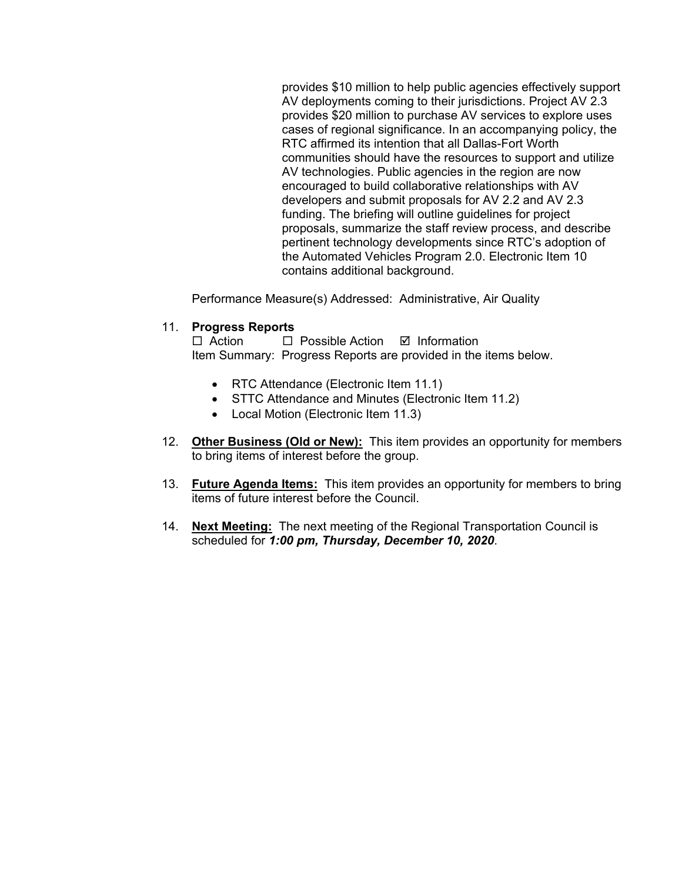provides $10 million to help public agencies effectively support AV deployments coming to their jurisdictions. Project AV 2.3 provides $20 million to purchase AV services to explore uses cases of regional significance. In an accompanying policy, the RTC affirmed its intention that all Dallas-Fort Worth communities should have the resources to support and utilize AV technologies. Public agencies in the region are now encouraged to build collaborative relationships with AV developers and submit proposals for AV 2.2 and AV 2.3 funding. The briefing will outline guidelines for project proposals, summarize the staff review process, and describe pertinent technology developments since RTC's adoption of the Automated Vehicles Program 2.0. Electronic Item 10 contains additional background.

Performance Measure(s) Addressed: Administrative, Air Quality

11. **Progress Reports**
☐ Action ☐ Possible Action ☑ Information
Item Summary: Progress Reports are provided in the items below.

- RTC Attendance (Electronic Item 11.1)
- STTC Attendance and Minutes (Electronic Item 11.2)
- Local Motion (Electronic Item 11.3)

12. **Other Business (Old or New):** This item provides an opportunity for members to bring items of interest before the group.

13. **Future Agenda Items:** This item provides an opportunity for members to bring items of future interest before the Council.

14. **Next Meeting:** The next meeting of the Regional Transportation Council is scheduled for ***1:00 pm, Thursday, December 10, 2020***.